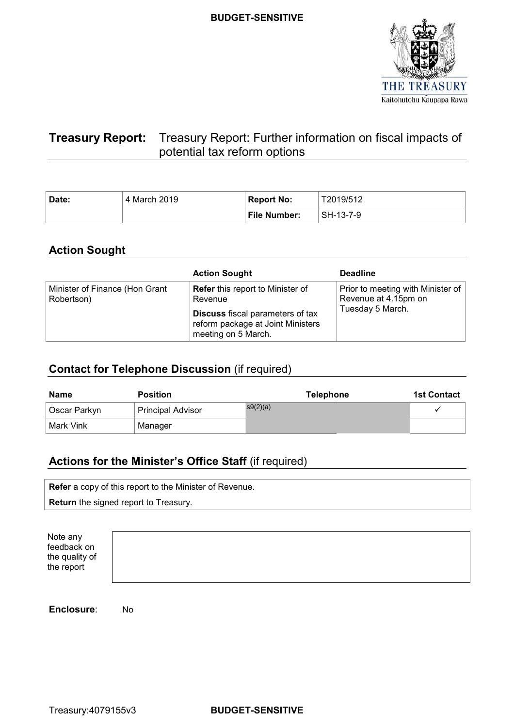**BUDGET-SENSITIVE**

# Treasury Report: Treasury Report: Further information on fiscal impacts of potential tax reform options

| Date: | 4 March 2019 | Report No: | T2019/512 |
|---|---|---|---|
| | | File Number: | SH-13-7-9 |

## Action Sought

| | Action Sought | Deadline |
|---|---|---|
| Minister of Finance (Hon Grant Robertson) | **Refer** this report to Minister of Revenue<br>**Discuss** fiscal parameters of tax reform package at Joint Ministers meeting on 5 March. | Prior to meeting with Minister of Revenue at 4.15pm on Tuesday 5 March. |

## Contact for Telephone Discussion (if required)

| Name | Position | Telephone | 1st Contact |
|---|---|---|---|
| Oscar Parkyn | Principal Advisor | s9(2)(a) | ✓ |
| Mark Vink | Manager | | |

## Actions for the Minister's Office Staff (if required)

**Refer** a copy of this report to the Minister of Revenue.

**Return** the signed report to Treasury.

| Note any feedback on the quality of the report | |
|---|---|

**Enclosure**: No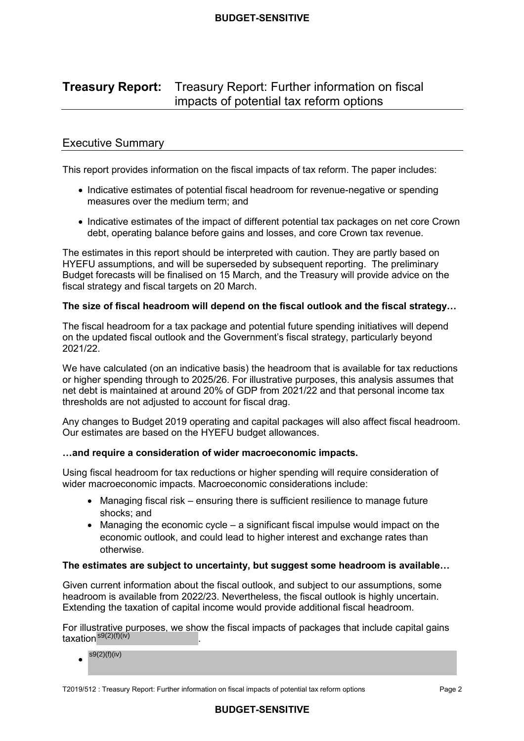# Treasury Report: Treasury Report: Further information on fiscal impacts of potential tax reform options

## Executive Summary

This report provides information on the fiscal impacts of tax reform. The paper includes:

- Indicative estimates of potential fiscal headroom for revenue-negative or spending measures over the medium term; and
- Indicative estimates of the impact of different potential tax packages on net core Crown debt, operating balance before gains and losses, and core Crown tax revenue.

The estimates in this report should be interpreted with caution. They are partly based on HYEFU assumptions, and will be superseded by subsequent reporting. The preliminary Budget forecasts will be finalised on 15 March, and the Treasury will provide advice on the fiscal strategy and fiscal targets on 20 March.

**The size of fiscal headroom will depend on the fiscal outlook and the fiscal strategy…**

The fiscal headroom for a tax package and potential future spending initiatives will depend on the updated fiscal outlook and the Government's fiscal strategy, particularly beyond 2021/22.

We have calculated (on an indicative basis) the headroom that is available for tax reductions or higher spending through to 2025/26. For illustrative purposes, this analysis assumes that net debt is maintained at around 20% of GDP from 2021/22 and that personal income tax thresholds are not adjusted to account for fiscal drag.

Any changes to Budget 2019 operating and capital packages will also affect fiscal headroom. Our estimates are based on the HYEFU budget allowances.

**…and require a consideration of wider macroeconomic impacts.**

Using fiscal headroom for tax reductions or higher spending will require consideration of wider macroeconomic impacts. Macroeconomic considerations include:

- Managing fiscal risk – ensuring there is sufficient resilience to manage future shocks; and
- Managing the economic cycle – a significant fiscal impulse would impact on the economic outlook, and could lead to higher interest and exchange rates than otherwise.

**The estimates are subject to uncertainty, but suggest some headroom is available…**

Given current information about the fiscal outlook, and subject to our assumptions, some headroom is available from 2022/23. Nevertheless, the fiscal outlook is highly uncertain. Extending the taxation of capital income would provide additional fiscal headroom.

For illustrative purposes, we show the fiscal impacts of packages that include capital gains taxation s9(2)(f)(iv) .

- s9(2)(f)(iv)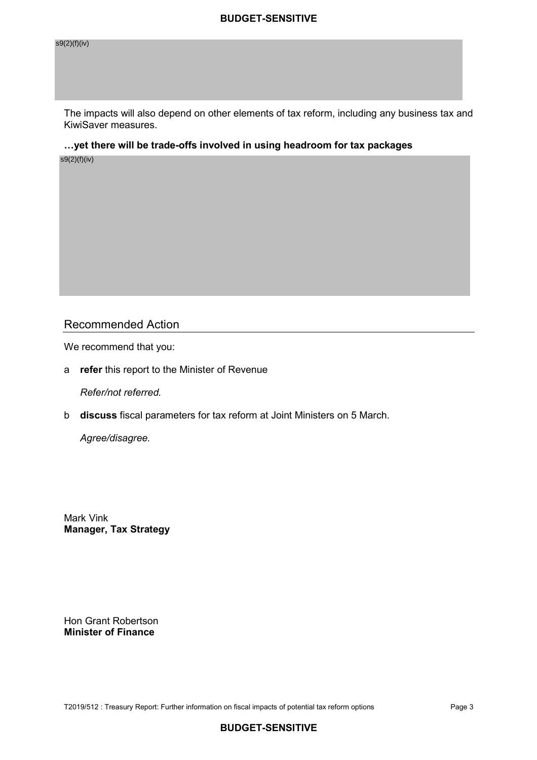s9(2)(f)(iv)

The impacts will also depend on other elements of tax reform, including any business tax and KiwiSaver measures.

**…yet there will be trade-offs involved in using headroom for tax packages**

s9(2)(f)(iv)

## Recommended Action

We recommend that you:

a **refer** this report to the Minister of Revenue

*Refer/not referred.*

b **discuss** fiscal parameters for tax reform at Joint Ministers on 5 March.

*Agree/disagree.*

Mark Vink
**Manager, Tax Strategy**

Hon Grant Robertson
**Minister of Finance**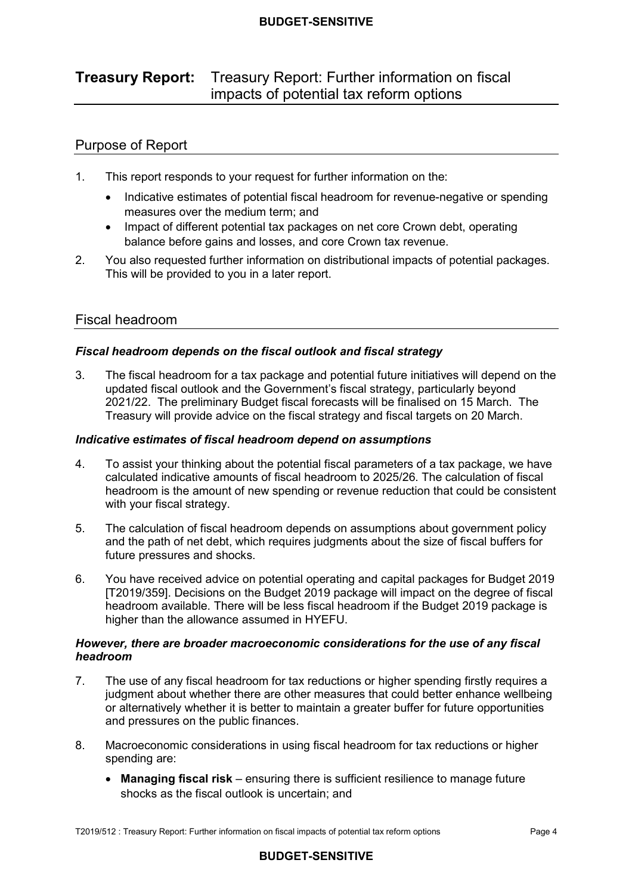# Treasury Report: Treasury Report: Further information on fiscal impacts of potential tax reform options

## Purpose of Report

1. This report responds to your request for further information on the:
   - Indicative estimates of potential fiscal headroom for revenue-negative or spending measures over the medium term; and
   - Impact of different potential tax packages on net core Crown debt, operating balance before gains and losses, and core Crown tax revenue.
2. You also requested further information on distributional impacts of potential packages. This will be provided to you in a later report.

## Fiscal headroom

### *Fiscal headroom depends on the fiscal outlook and fiscal strategy*

3. The fiscal headroom for a tax package and potential future initiatives will depend on the updated fiscal outlook and the Government's fiscal strategy, particularly beyond 2021/22. The preliminary Budget fiscal forecasts will be finalised on 15 March. The Treasury will provide advice on the fiscal strategy and fiscal targets on 20 March.

### *Indicative estimates of fiscal headroom depend on assumptions*

4. To assist your thinking about the potential fiscal parameters of a tax package, we have calculated indicative amounts of fiscal headroom to 2025/26. The calculation of fiscal headroom is the amount of new spending or revenue reduction that could be consistent with your fiscal strategy.
5. The calculation of fiscal headroom depends on assumptions about government policy and the path of net debt, which requires judgments about the size of fiscal buffers for future pressures and shocks.
6. You have received advice on potential operating and capital packages for Budget 2019 [T2019/359]. Decisions on the Budget 2019 package will impact on the degree of fiscal headroom available. There will be less fiscal headroom if the Budget 2019 package is higher than the allowance assumed in HYEFU.

### *However, there are broader macroeconomic considerations for the use of any fiscal headroom*

7. The use of any fiscal headroom for tax reductions or higher spending firstly requires a judgment about whether there are other measures that could better enhance wellbeing or alternatively whether it is better to maintain a greater buffer for future opportunities and pressures on the public finances.
8. Macroeconomic considerations in using fiscal headroom for tax reductions or higher spending are:
   - **Managing fiscal risk** – ensuring there is sufficient resilience to manage future shocks as the fiscal outlook is uncertain; and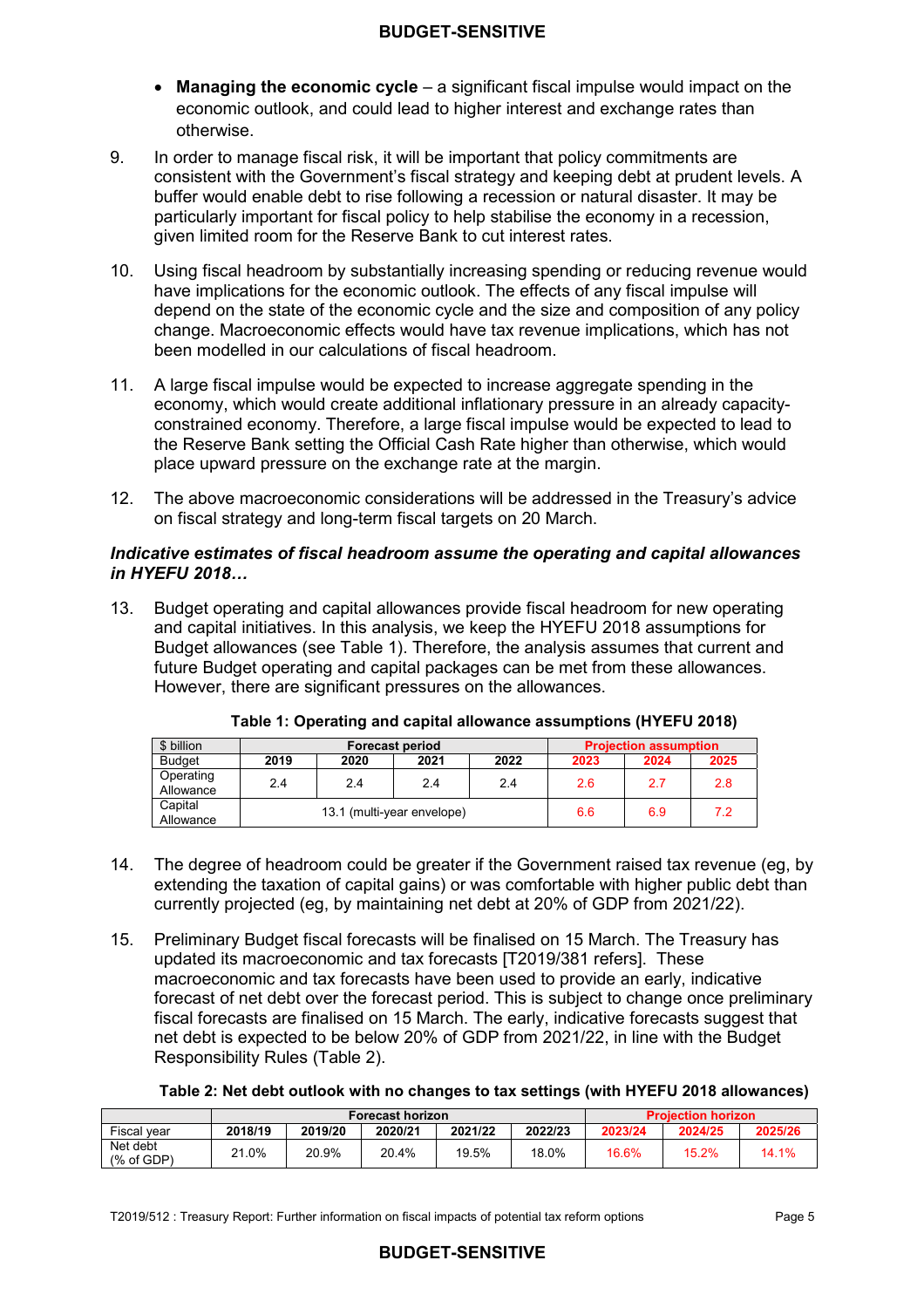- **Managing the economic cycle** – a significant fiscal impulse would impact on the economic outlook, and could lead to higher interest and exchange rates than otherwise.

9. In order to manage fiscal risk, it will be important that policy commitments are consistent with the Government's fiscal strategy and keeping debt at prudent levels. A buffer would enable debt to rise following a recession or natural disaster. It may be particularly important for fiscal policy to help stabilise the economy in a recession, given limited room for the Reserve Bank to cut interest rates.

10. Using fiscal headroom by substantially increasing spending or reducing revenue would have implications for the economic outlook. The effects of any fiscal impulse will depend on the state of the economic cycle and the size and composition of any policy change. Macroeconomic effects would have tax revenue implications, which has not been modelled in our calculations of fiscal headroom.

11. A large fiscal impulse would be expected to increase aggregate spending in the economy, which would create additional inflationary pressure in an already capacity-constrained economy. Therefore, a large fiscal impulse would be expected to lead to the Reserve Bank setting the Official Cash Rate higher than otherwise, which would place upward pressure on the exchange rate at the margin.

12. The above macroeconomic considerations will be addressed in the Treasury's advice on fiscal strategy and long-term fiscal targets on 20 March.

### *Indicative estimates of fiscal headroom assume the operating and capital allowances in HYEFU 2018…*

13. Budget operating and capital allowances provide fiscal headroom for new operating and capital initiatives. In this analysis, we keep the HYEFU 2018 assumptions for Budget allowances (see Table 1). Therefore, the analysis assumes that current and future Budget operating and capital packages can be met from these allowances. However, there are significant pressures on the allowances.

**Table 1: Operating and capital allowance assumptions (HYEFU 2018)**

| $ billion | Forecast period | | | | Projection assumption | | |
|---|---|---|---|---|---|---|---|
| Budget | 2019 | 2020 | 2021 | 2022 | 2023 | 2024 | 2025 |
| Operating Allowance | 2.4 | 2.4 | 2.4 | 2.4 | 2.6 | 2.7 | 2.8 |
| Capital Allowance | 13.1 (multi-year envelope) | | | | 6.6 | 6.9 | 7.2 |

14. The degree of headroom could be greater if the Government raised tax revenue (eg, by extending the taxation of capital gains) or was comfortable with higher public debt than currently projected (eg, by maintaining net debt at 20% of GDP from 2021/22).

15. Preliminary Budget fiscal forecasts will be finalised on 15 March. The Treasury has updated its macroeconomic and tax forecasts [T2019/381 refers]. These macroeconomic and tax forecasts have been used to provide an early, indicative forecast of net debt over the forecast period. This is subject to change once preliminary fiscal forecasts are finalised on 15 March. The early, indicative forecasts suggest that net debt is expected to be below 20% of GDP from 2021/22, in line with the Budget Responsibility Rules (Table 2).

**Table 2: Net debt outlook with no changes to tax settings (with HYEFU 2018 allowances)**

| | Forecast horizon | | | | | Projection horizon | | |
|---|---|---|---|---|---|---|---|---|
| Fiscal year | 2018/19 | 2019/20 | 2020/21 | 2021/22 | 2022/23 | 2023/24 | 2024/25 | 2025/26 |
| Net debt (% of GDP) | 21.0% | 20.9% | 20.4% | 19.5% | 18.0% | 16.6% | 15.2% | 14.1% |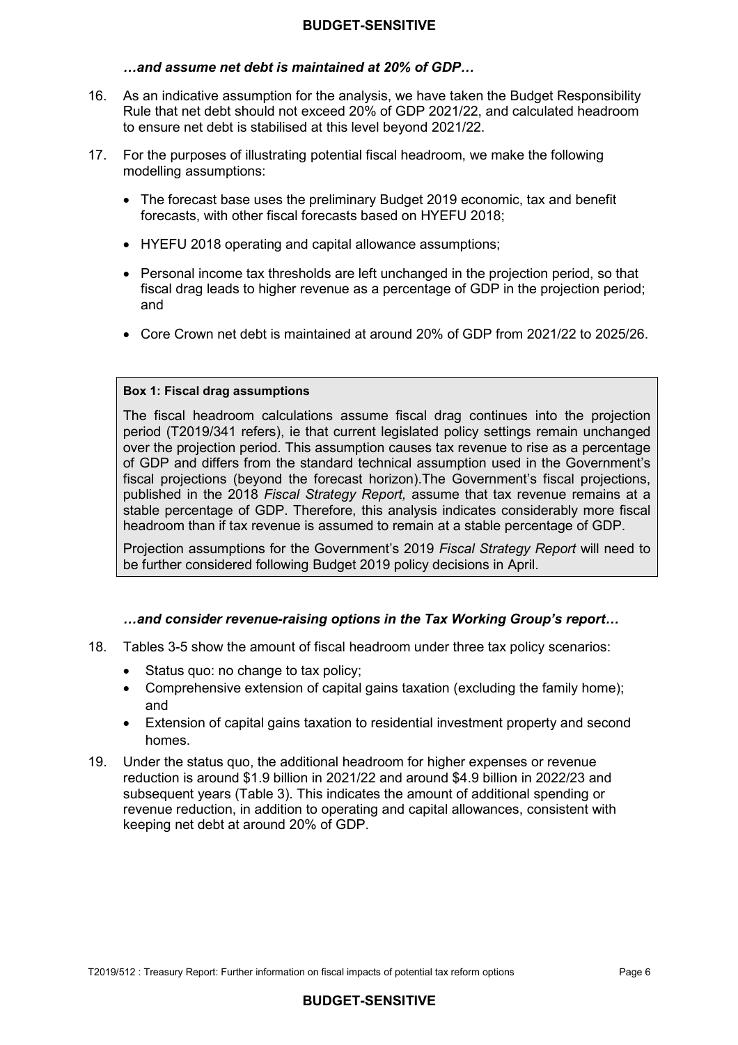### *…and assume net debt is maintained at 20% of GDP…*

16. As an indicative assumption for the analysis, we have taken the Budget Responsibility Rule that net debt should not exceed 20% of GDP 2021/22, and calculated headroom to ensure net debt is stabilised at this level beyond 2021/22.

17. For the purposes of illustrating potential fiscal headroom, we make the following modelling assumptions:

    - The forecast base uses the preliminary Budget 2019 economic, tax and benefit forecasts, with other fiscal forecasts based on HYEFU 2018;
    - HYEFU 2018 operating and capital allowance assumptions;
    - Personal income tax thresholds are left unchanged in the projection period, so that fiscal drag leads to higher revenue as a percentage of GDP in the projection period; and
    - Core Crown net debt is maintained at around 20% of GDP from 2021/22 to 2025/26.

> **Box 1: Fiscal drag assumptions**
>
> The fiscal headroom calculations assume fiscal drag continues into the projection period (T2019/341 refers), ie that current legislated policy settings remain unchanged over the projection period. This assumption causes tax revenue to rise as a percentage of GDP and differs from the standard technical assumption used in the Government's fiscal projections (beyond the forecast horizon).The Government's fiscal projections, published in the 2018 *Fiscal Strategy Report,* assume that tax revenue remains at a stable percentage of GDP. Therefore, this analysis indicates considerably more fiscal headroom than if tax revenue is assumed to remain at a stable percentage of GDP.
>
> Projection assumptions for the Government's 2019 *Fiscal Strategy Report* will need to be further considered following Budget 2019 policy decisions in April.

### *…and consider revenue-raising options in the Tax Working Group's report…*

18. Tables 3-5 show the amount of fiscal headroom under three tax policy scenarios:

    - Status quo: no change to tax policy;
    - Comprehensive extension of capital gains taxation (excluding the family home); and
    - Extension of capital gains taxation to residential investment property and second homes.

19. Under the status quo, the additional headroom for higher expenses or revenue reduction is around \$1.9 billion in 2021/22 and around \$4.9 billion in 2022/23 and subsequent years (Table 3). This indicates the amount of additional spending or revenue reduction, in addition to operating and capital allowances, consistent with keeping net debt at around 20% of GDP.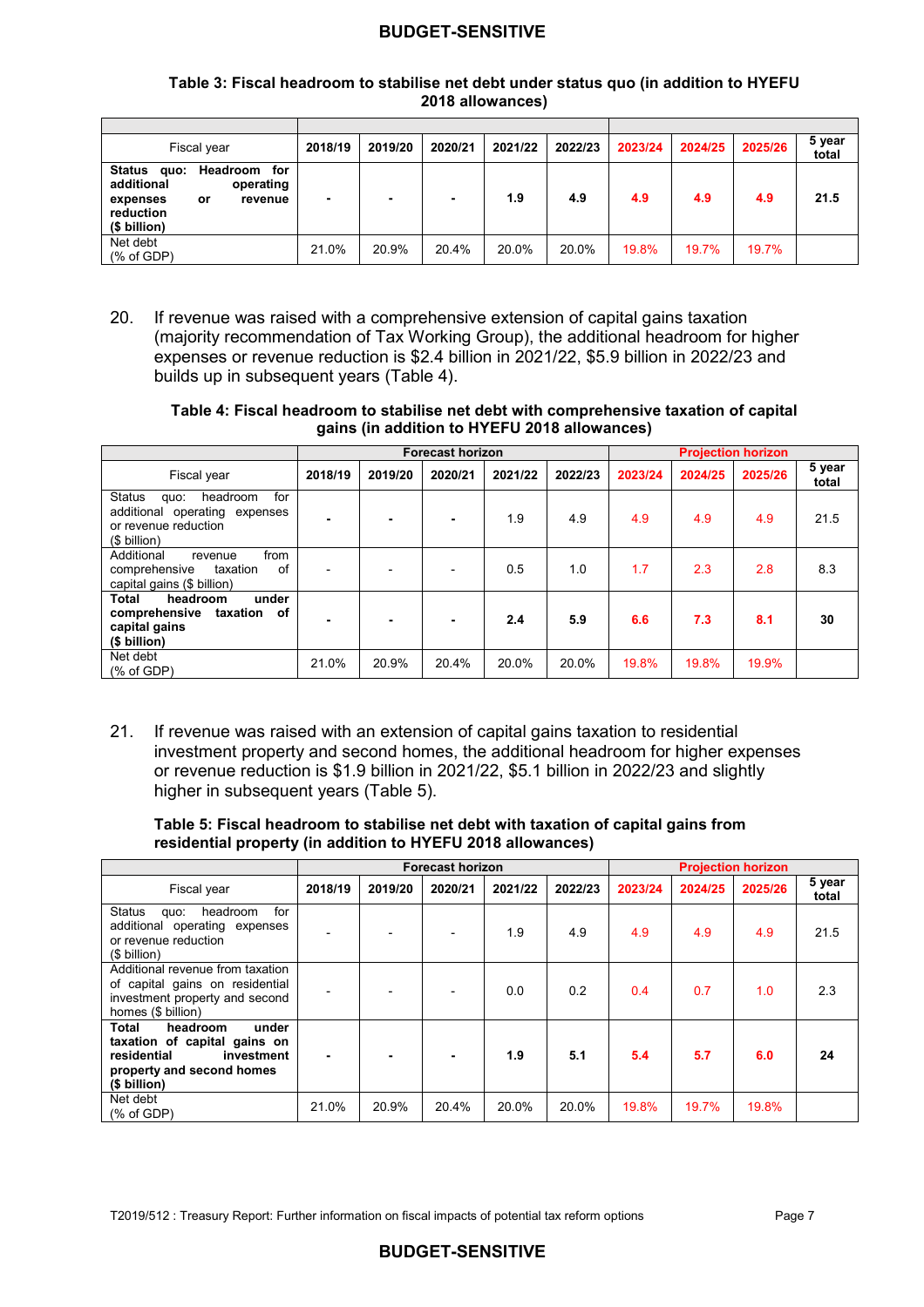**Table 3: Fiscal headroom to stabilise net debt under status quo (in addition to HYEFU 2018 allowances)**

| | | | | | | | | | |
|---|---|---|---|---|---|---|---|---|---|
| Fiscal year | 2018/19 | 2019/20 | 2020/21 | 2021/22 | 2022/23 | 2023/24 | 2024/25 | 2025/26 | 5 year total |
| **Status quo: Headroom for additional operating expenses or revenue reduction ($ billion)** | **-** | **-** | **-** | **1.9** | **4.9** | **4.9** | **4.9** | **4.9** | **21.5** |
| Net debt (% of GDP) | 21.0% | 20.9% | 20.4% | 20.0% | 20.0% | 19.8% | 19.7% | 19.7% | |

20. If revenue was raised with a comprehensive extension of capital gains taxation (majority recommendation of Tax Working Group), the additional headroom for higher expenses or revenue reduction is $2.4 billion in 2021/22, $5.9 billion in 2022/23 and builds up in subsequent years (Table 4).

**Table 4: Fiscal headroom to stabilise net debt with comprehensive taxation of capital gains (in addition to HYEFU 2018 allowances)**

| | Forecast horizon | | | | | Projection horizon | | | |
|---|---|---|---|---|---|---|---|---|---|
| Fiscal year | 2018/19 | 2019/20 | 2020/21 | 2021/22 | 2022/23 | 2023/24 | 2024/25 | 2025/26 | 5 year total |
| Status quo: headroom for additional operating expenses or revenue reduction ($ billion) | - | - | - | 1.9 | 4.9 | 4.9 | 4.9 | 4.9 | 21.5 |
| Additional revenue from comprehensive taxation of capital gains ($ billion) | - | - | - | 0.5 | 1.0 | 1.7 | 2.3 | 2.8 | 8.3 |
| **Total headroom under comprehensive taxation of capital gains ($ billion)** | **-** | **-** | **-** | **2.4** | **5.9** | **6.6** | **7.3** | **8.1** | **30** |
| Net debt (% of GDP) | 21.0% | 20.9% | 20.4% | 20.0% | 20.0% | 19.8% | 19.8% | 19.9% | |

21. If revenue was raised with an extension of capital gains taxation to residential investment property and second homes, the additional headroom for higher expenses or revenue reduction is $1.9 billion in 2021/22, $5.1 billion in 2022/23 and slightly higher in subsequent years (Table 5).

**Table 5: Fiscal headroom to stabilise net debt with taxation of capital gains from residential property (in addition to HYEFU 2018 allowances)**

| | Forecast horizon | | | | | Projection horizon | | | |
|---|---|---|---|---|---|---|---|---|---|
| Fiscal year | 2018/19 | 2019/20 | 2020/21 | 2021/22 | 2022/23 | 2023/24 | 2024/25 | 2025/26 | 5 year total |
| Status quo: headroom for additional operating expenses or revenue reduction ($ billion) | - | - | - | 1.9 | 4.9 | 4.9 | 4.9 | 4.9 | 21.5 |
| Additional revenue from taxation of capital gains on residential investment property and second homes ($ billion) | - | - | - | 0.0 | 0.2 | 0.4 | 0.7 | 1.0 | 2.3 |
| **Total headroom under taxation of capital gains on residential investment property and second homes ($ billion)** | **-** | **-** | **-** | **1.9** | **5.1** | **5.4** | **5.7** | **6.0** | **24** |
| Net debt (% of GDP) | 21.0% | 20.9% | 20.4% | 20.0% | 20.0% | 19.8% | 19.7% | 19.8% | |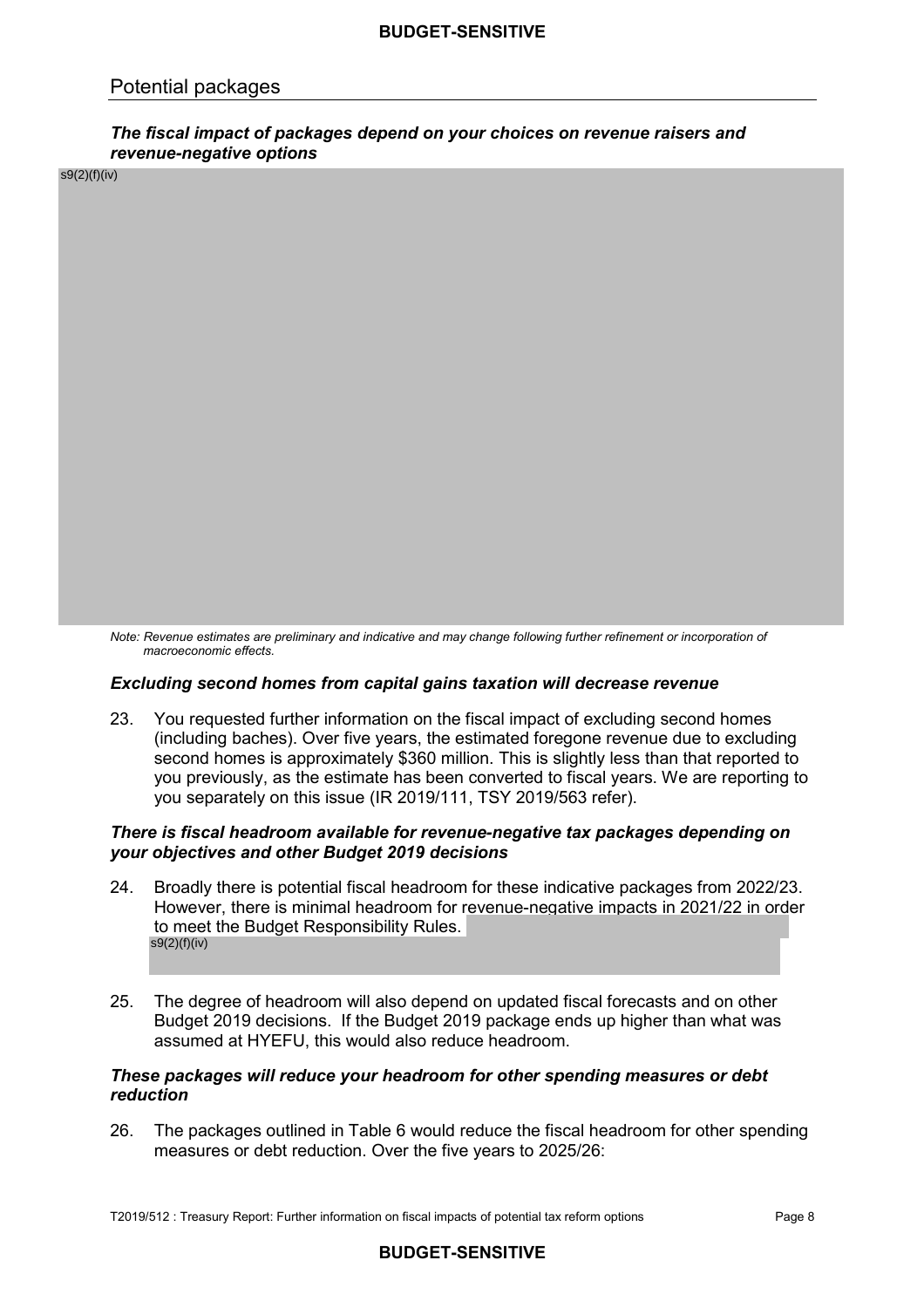## Potential packages

***The fiscal impact of packages depend on your choices on revenue raisers and revenue-negative options***

s9(2)(f)(iv)

*Note: Revenue estimates are preliminary and indicative and may change following further refinement or incorporation of macroeconomic effects.*

***Excluding second homes from capital gains taxation will decrease revenue***

23. You requested further information on the fiscal impact of excluding second homes (including baches). Over five years, the estimated foregone revenue due to excluding second homes is approximately $360 million. This is slightly less than that reported to you previously, as the estimate has been converted to fiscal years. We are reporting to you separately on this issue (IR 2019/111, TSY 2019/563 refer).

***There is fiscal headroom available for revenue-negative tax packages depending on your objectives and other Budget 2019 decisions***

24. Broadly there is potential fiscal headroom for these indicative packages from 2022/23. However, there is minimal headroom for revenue-negative impacts in 2021/22 in order to meet the Budget Responsibility Rules. s9(2)(f)(iv)

25. The degree of headroom will also depend on updated fiscal forecasts and on other Budget 2019 decisions. If the Budget 2019 package ends up higher than what was assumed at HYEFU, this would also reduce headroom.

***These packages will reduce your headroom for other spending measures or debt reduction***

26. The packages outlined in Table 6 would reduce the fiscal headroom for other spending measures or debt reduction. Over the five years to 2025/26: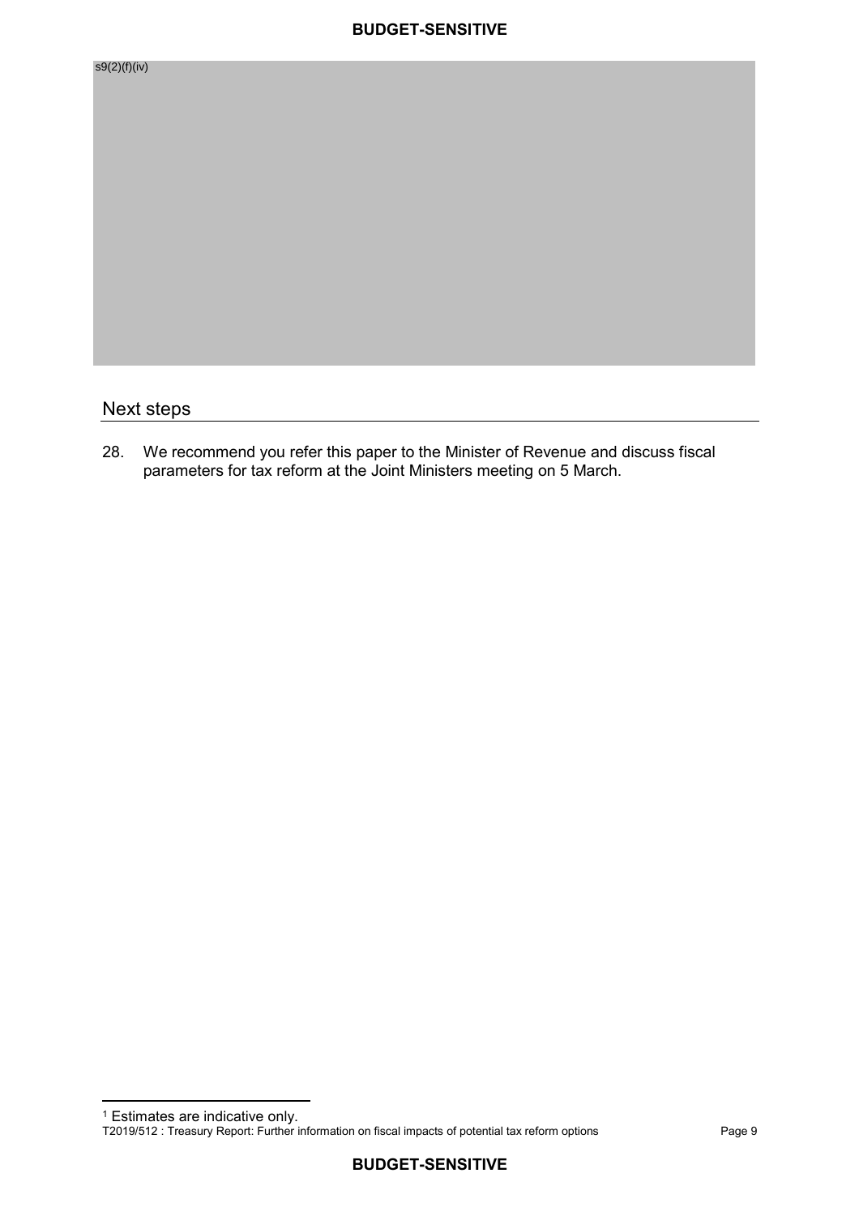s9(2)(f)(iv)

## Next steps

28. We recommend you refer this paper to the Minister of Revenue and discuss fiscal parameters for tax reform at the Joint Ministers meeting on 5 March.

[1] Estimates are indicative only.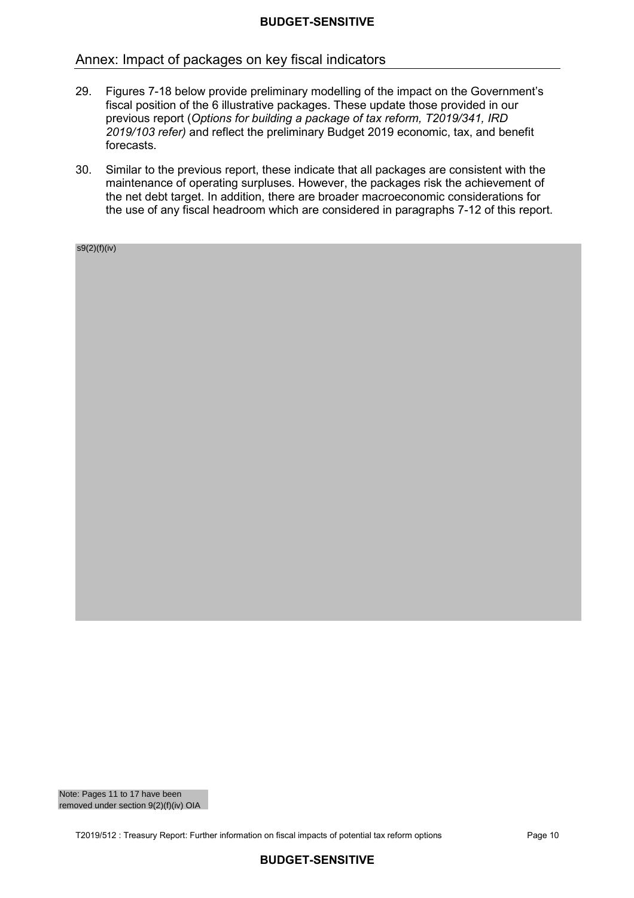## Annex: Impact of packages on key fiscal indicators

29. Figures 7-18 below provide preliminary modelling of the impact on the Government's fiscal position of the 6 illustrative packages. These update those provided in our previous report (*Options for building a package of tax reform, T2019/341, IRD 2019/103 refer)* and reflect the preliminary Budget 2019 economic, tax, and benefit forecasts.

30. Similar to the previous report, these indicate that all packages are consistent with the maintenance of operating surpluses. However, the packages risk the achievement of the net debt target. In addition, there are broader macroeconomic considerations for the use of any fiscal headroom which are considered in paragraphs 7-12 of this report.

s9(2)(f)(iv)

Note: Pages 11 to 17 have been removed under section 9(2)(f)(iv) OIA